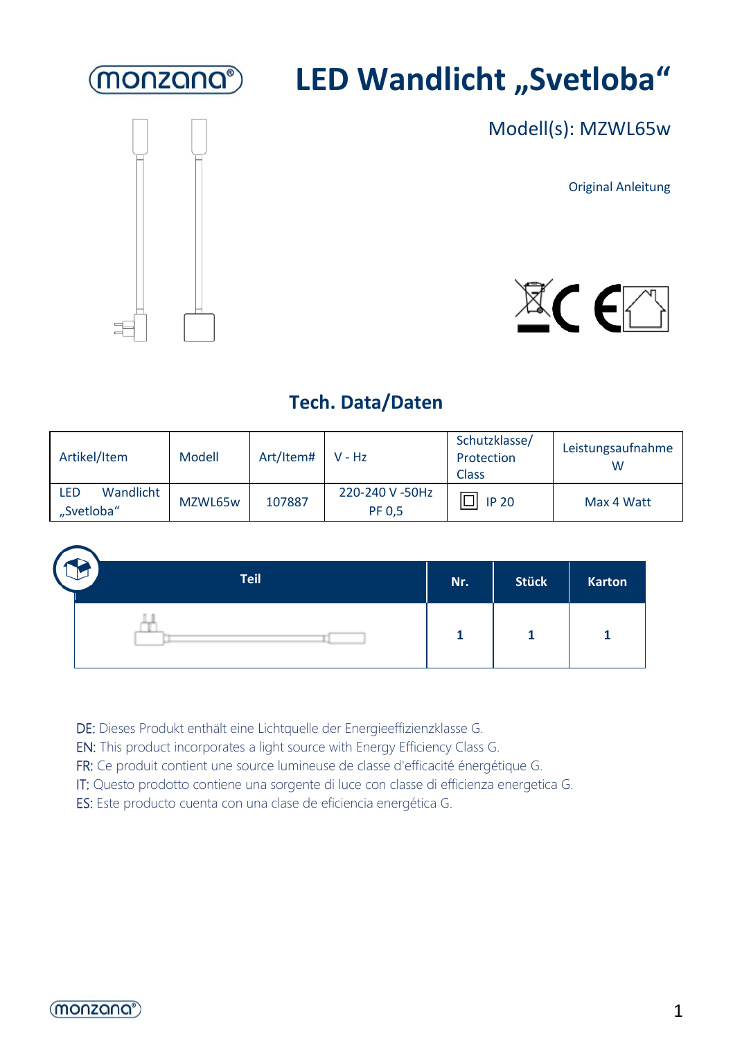# LED Wandlicht „Svetloba“

Modell(s): MZWL65w

Original Anleitung

## Tech. Data/Daten

| Artikel/Item | Modell | Art/Item# | V - Hz | Schutzklasse/ Protection Class | Leistungsaufnahme W |
|---|---|---|---|---|---|
| LED Wandlicht „Svetloba“ | MZWL65w | 107887 | 220-240 V -50Hz PF 0,5 | ⧈ IP 20 | Max 4 Watt |

| Teil | Nr. | Stück | Karton |
|---|---|---|---|
| | 1 | 1 | 1 |

DE: Dieses Produkt enthält eine Lichtquelle der Energieeffizienzklasse G.
EN: This product incorporates a light source with Energy Efficiency Class G.
FR: Ce produit contient une source lumineuse de classe d'efficacité énergétique G.
IT: Questo prodotto contiene una sorgente di luce con classe di efficienza energetica G.
ES: Este producto cuenta con una clase de eficiencia energética G.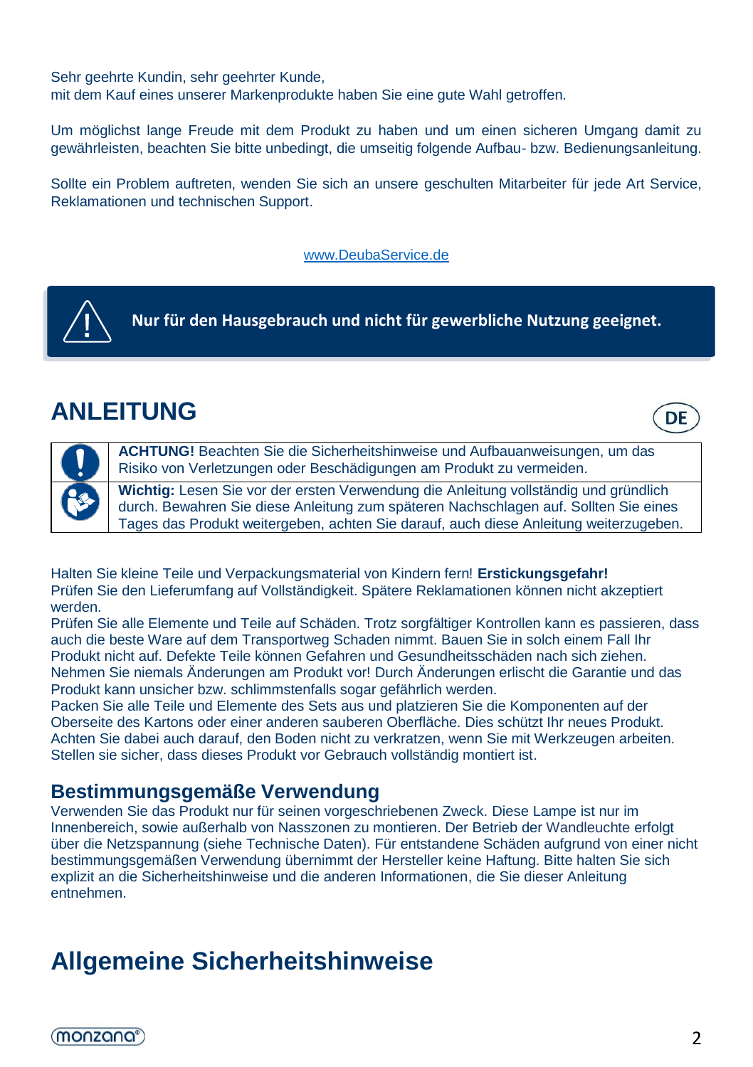Sehr geehrte Kundin, sehr geehrter Kunde,
mit dem Kauf eines unserer Markenprodukte haben Sie eine gute Wahl getroffen.

Um möglichst lange Freude mit dem Produkt zu haben und um einen sicheren Umgang damit zu gewährleisten, beachten Sie bitte unbedingt, die umseitig folgende Aufbau- bzw. Bedienungsanleitung.

Sollte ein Problem auftreten, wenden Sie sich an unsere geschulten Mitarbeiter für jede Art Service, Reklamationen und technischen Support.

www.DeubaService.de

**Nur für den Hausgebrauch und nicht für gewerbliche Nutzung geeignet.**

# ANLEITUNG

DE

| | |
|---|---|
| ! | **ACHTUNG!** Beachten Sie die Sicherheitshinweise und Aufbauanweisungen, um das Risiko von Verletzungen oder Beschädigungen am Produkt zu vermeiden. |
| | **Wichtig:** Lesen Sie vor der ersten Verwendung die Anleitung vollständig und gründlich durch. Bewahren Sie diese Anleitung zum späteren Nachschlagen auf. Sollten Sie eines Tages das Produkt weitergeben, achten Sie darauf, auch diese Anleitung weiterzugeben. |

Halten Sie kleine Teile und Verpackungsmaterial von Kindern fern! **Erstickungsgefahr!**
Prüfen Sie den Lieferumfang auf Vollständigkeit. Spätere Reklamationen können nicht akzeptiert werden.
Prüfen Sie alle Elemente und Teile auf Schäden. Trotz sorgfältiger Kontrollen kann es passieren, dass auch die beste Ware auf dem Transportweg Schaden nimmt. Bauen Sie in solch einem Fall Ihr Produkt nicht auf. Defekte Teile können Gefahren und Gesundheitsschäden nach sich ziehen.
Nehmen Sie niemals Änderungen am Produkt vor! Durch Änderungen erlischt die Garantie und das Produkt kann unsicher bzw. schlimmstenfalls sogar gefährlich werden.
Packen Sie alle Teile und Elemente des Sets aus und platzieren Sie die Komponenten auf der Oberseite des Kartons oder einer anderen sauberen Oberfläche. Dies schützt Ihr neues Produkt. Achten Sie dabei auch darauf, den Boden nicht zu verkratzen, wenn Sie mit Werkzeugen arbeiten.
Stellen sie sicher, dass dieses Produkt vor Gebrauch vollständig montiert ist.

## Bestimmungsgemäße Verwendung

Verwenden Sie das Produkt nur für seinen vorgeschriebenen Zweck. Diese Lampe ist nur im Innenbereich, sowie außerhalb von Nasszonen zu montieren. Der Betrieb der Wandleuchte erfolgt über die Netzspannung (siehe Technische Daten). Für entstandene Schäden aufgrund von einer nicht bestimmungsgemäßen Verwendung übernimmt der Hersteller keine Haftung. Bitte halten Sie sich explizit an die Sicherheitshinweise und die anderen Informationen, die Sie dieser Anleitung entnehmen.

# Allgemeine Sicherheitshinweise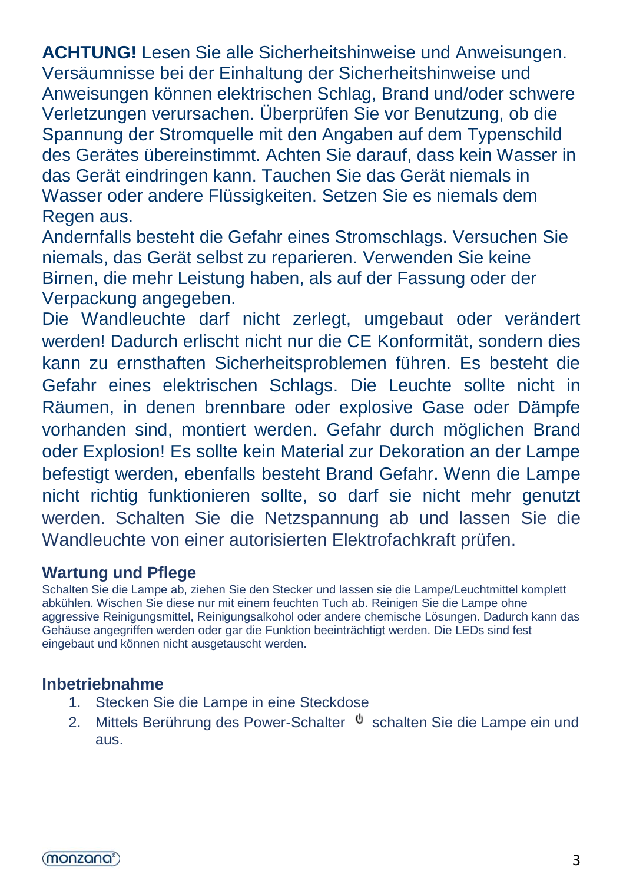**ACHTUNG!** Lesen Sie alle Sicherheitshinweise und Anweisungen. Versäumnisse bei der Einhaltung der Sicherheitshinweise und Anweisungen können elektrischen Schlag, Brand und/oder schwere Verletzungen verursachen. Überprüfen Sie vor Benutzung, ob die Spannung der Stromquelle mit den Angaben auf dem Typenschild des Gerätes übereinstimmt. Achten Sie darauf, dass kein Wasser in das Gerät eindringen kann. Tauchen Sie das Gerät niemals in Wasser oder andere Flüssigkeiten. Setzen Sie es niemals dem Regen aus.
Andernfalls besteht die Gefahr eines Stromschlags. Versuchen Sie niemals, das Gerät selbst zu reparieren. Verwenden Sie keine Birnen, die mehr Leistung haben, als auf der Fassung oder der Verpackung angegeben.
Die Wandleuchte darf nicht zerlegt, umgebaut oder verändert werden! Dadurch erlischt nicht nur die CE Konformität, sondern dies kann zu ernsthaften Sicherheitsproblemen führen. Es besteht die Gefahr eines elektrischen Schlags. Die Leuchte sollte nicht in Räumen, in denen brennbare oder explosive Gase oder Dämpfe vorhanden sind, montiert werden. Gefahr durch möglichen Brand oder Explosion! Es sollte kein Material zur Dekoration an der Lampe befestigt werden, ebenfalls besteht Brand Gefahr. Wenn die Lampe nicht richtig funktionieren sollte, so darf sie nicht mehr genutzt werden. Schalten Sie die Netzspannung ab und lassen Sie die Wandleuchte von einer autorisierten Elektrofachkraft prüfen.

## Wartung und Pflege

Schalten Sie die Lampe ab, ziehen Sie den Stecker und lassen sie die Lampe/Leuchtmittel komplett abkühlen. Wischen Sie diese nur mit einem feuchten Tuch ab. Reinigen Sie die Lampe ohne aggressive Reinigungsmittel, Reinigungsalkohol oder andere chemische Lösungen. Dadurch kann das Gehäuse angegriffen werden oder gar die Funktion beeinträchtigt werden. Die LEDs sind fest eingebaut und können nicht ausgetauscht werden.

## Inbetriebnahme

1. Stecken Sie die Lampe in eine Steckdose
2. Mittels Berührung des Power-Schalter ⏻ schalten Sie die Lampe ein und aus.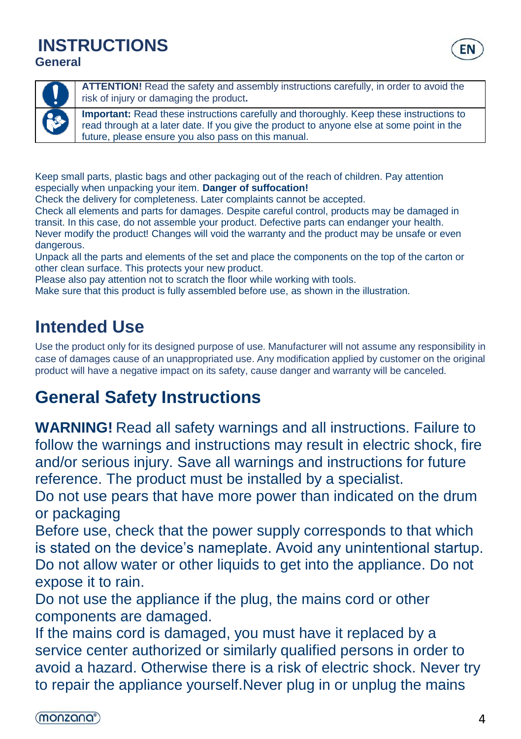# INSTRUCTIONS

**General**

| | |
|---|---|
| | **ATTENTION!** Read the safety and assembly instructions carefully, in order to avoid the risk of injury or damaging the product**.** |
| | **Important:** Read these instructions carefully and thoroughly. Keep these instructions to read through at a later date. If you give the product to anyone else at some point in the future, please ensure you also pass on this manual. |

Keep small parts, plastic bags and other packaging out of the reach of children. Pay attention especially when unpacking your item. **Danger of suffocation!**
Check the delivery for completeness. Later complaints cannot be accepted.
Check all elements and parts for damages. Despite careful control, products may be damaged in transit. In this case, do not assemble your product. Defective parts can endanger your health.
Never modify the product! Changes will void the warranty and the product may be unsafe or even dangerous.
Unpack all the parts and elements of the set and place the components on the top of the carton or other clean surface. This protects your new product.
Please also pay attention not to scratch the floor while working with tools.
Make sure that this product is fully assembled before use, as shown in the illustration.

## Intended Use

Use the product only for its designed purpose of use. Manufacturer will not assume any responsibility in case of damages cause of an unappropriated use. Any modification applied by customer on the original product will have a negative impact on its safety, cause danger and warranty will be canceled.

## General Safety Instructions

**WARNING!** Read all safety warnings and all instructions. Failure to follow the warnings and instructions may result in electric shock, fire and/or serious injury. Save all warnings and instructions for future reference. The product must be installed by a specialist.
Do not use pears that have more power than indicated on the drum or packaging
Before use, check that the power supply corresponds to that which is stated on the device's nameplate. Avoid any unintentional startup.
Do not allow water or other liquids to get into the appliance. Do not expose it to rain.
Do not use the appliance if the plug, the mains cord or other components are damaged.
If the mains cord is damaged, you must have it replaced by a service center authorized or similarly qualified persons in order to avoid a hazard. Otherwise there is a risk of electric shock. Never try to repair the appliance yourself.Never plug in or unplug the mains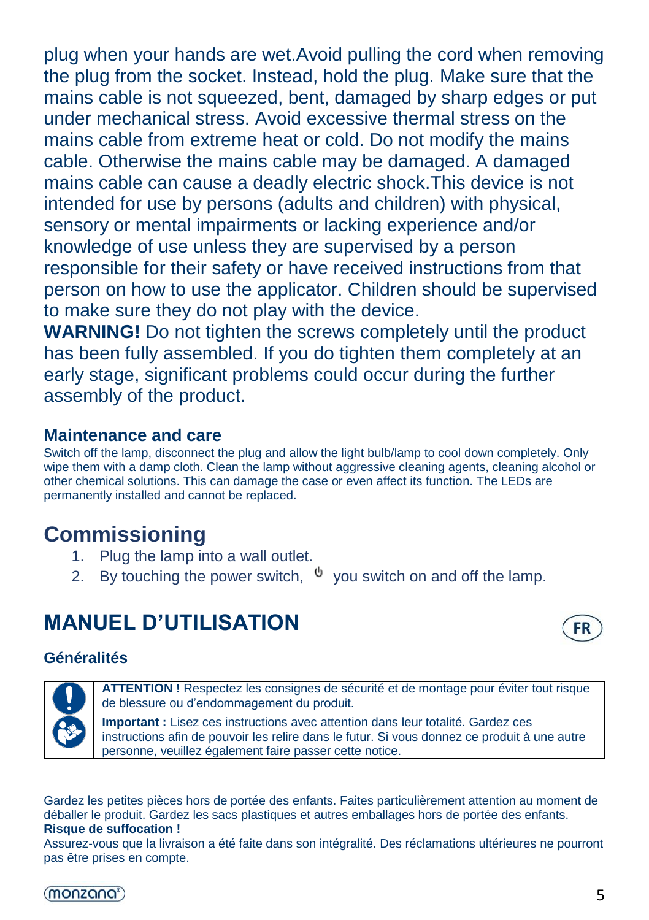plug when your hands are wet.Avoid pulling the cord when removing the plug from the socket. Instead, hold the plug. Make sure that the mains cable is not squeezed, bent, damaged by sharp edges or put under mechanical stress. Avoid excessive thermal stress on the mains cable from extreme heat or cold. Do not modify the mains cable. Otherwise the mains cable may be damaged. A damaged mains cable can cause a deadly electric shock.This device is not intended for use by persons (adults and children) with physical, sensory or mental impairments or lacking experience and/or knowledge of use unless they are supervised by a person responsible for their safety or have received instructions from that person on how to use the applicator. Children should be supervised to make sure they do not play with the device.
**WARNING!** Do not tighten the screws completely until the product has been fully assembled. If you do tighten them completely at an early stage, significant problems could occur during the further assembly of the product.

### Maintenance and care

Switch off the lamp, disconnect the plug and allow the light bulb/lamp to cool down completely. Only wipe them with a damp cloth. Clean the lamp without aggressive cleaning agents, cleaning alcohol or other chemical solutions. This can damage the case or even affect its function. The LEDs are permanently installed and cannot be replaced.

## Commissioning

1. Plug the lamp into a wall outlet.
2. By touching the power switch, ⏻ you switch on and off the lamp.

# MANUEL D'UTILISATION

FR

### Généralités

| | |
|---|---|
| ! | **ATTENTION !** Respectez les consignes de sécurité et de montage pour éviter tout risque de blessure ou d'endommagement du produit. |
| | **Important :** Lisez ces instructions avec attention dans leur totalité. Gardez ces instructions afin de pouvoir les relire dans le futur. Si vous donnez ce produit à une autre personne, veuillez également faire passer cette notice. |

Gardez les petites pièces hors de portée des enfants. Faites particulièrement attention au moment de déballer le produit. Gardez les sacs plastiques et autres emballages hors de portée des enfants.
**Risque de suffocation !**
Assurez-vous que la livraison a été faite dans son intégralité. Des réclamations ultérieures ne pourront pas être prises en compte.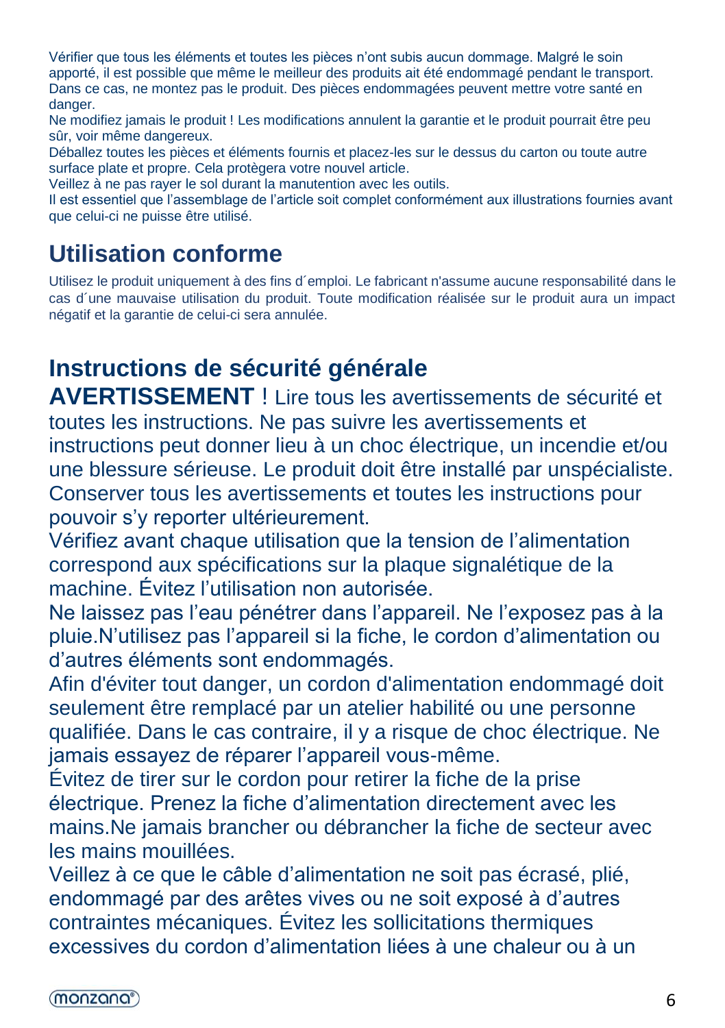Vérifier que tous les éléments et toutes les pièces n'ont subis aucun dommage. Malgré le soin apporté, il est possible que même le meilleur des produits ait été endommagé pendant le transport. Dans ce cas, ne montez pas le produit. Des pièces endommagées peuvent mettre votre santé en danger.
Ne modifiez jamais le produit ! Les modifications annulent la garantie et le produit pourrait être peu sûr, voir même dangereux.
Déballez toutes les pièces et éléments fournis et placez-les sur le dessus du carton ou toute autre surface plate et propre. Cela protègera votre nouvel article.
Veillez à ne pas rayer le sol durant la manutention avec les outils.
Il est essentiel que l'assemblage de l'article soit complet conformément aux illustrations fournies avant que celui-ci ne puisse être utilisé.

## Utilisation conforme

Utilisez le produit uniquement à des fins d´emploi. Le fabricant n'assume aucune responsabilité dans le cas d´une mauvaise utilisation du produit. Toute modification réalisée sur le produit aura un impact négatif et la garantie de celui-ci sera annulée.

## Instructions de sécurité générale

**AVERTISSEMENT** ! Lire tous les avertissements de sécurité et toutes les instructions. Ne pas suivre les avertissements et instructions peut donner lieu à un choc électrique, un incendie et/ou une blessure sérieuse. Le produit doit être installé par unspécialiste. Conserver tous les avertissements et toutes les instructions pour pouvoir s'y reporter ultérieurement.
Vérifiez avant chaque utilisation que la tension de l'alimentation correspond aux spécifications sur la plaque signalétique de la machine. Évitez l'utilisation non autorisée.
Ne laissez pas l'eau pénétrer dans l'appareil. Ne l'exposez pas à la pluie.N'utilisez pas l'appareil si la fiche, le cordon d'alimentation ou d'autres éléments sont endommagés.
Afin d'éviter tout danger, un cordon d'alimentation endommagé doit seulement être remplacé par un atelier habilité ou une personne qualifiée. Dans le cas contraire, il y a risque de choc électrique. Ne jamais essayez de réparer l'appareil vous-même.
Évitez de tirer sur le cordon pour retirer la fiche de la prise électrique. Prenez la fiche d'alimentation directement avec les mains.Ne jamais brancher ou débrancher la fiche de secteur avec les mains mouillées.
Veillez à ce que le câble d'alimentation ne soit pas écrasé, plié, endommagé par des arêtes vives ou ne soit exposé à d'autres contraintes mécaniques. Évitez les sollicitations thermiques excessives du cordon d'alimentation liées à une chaleur ou à un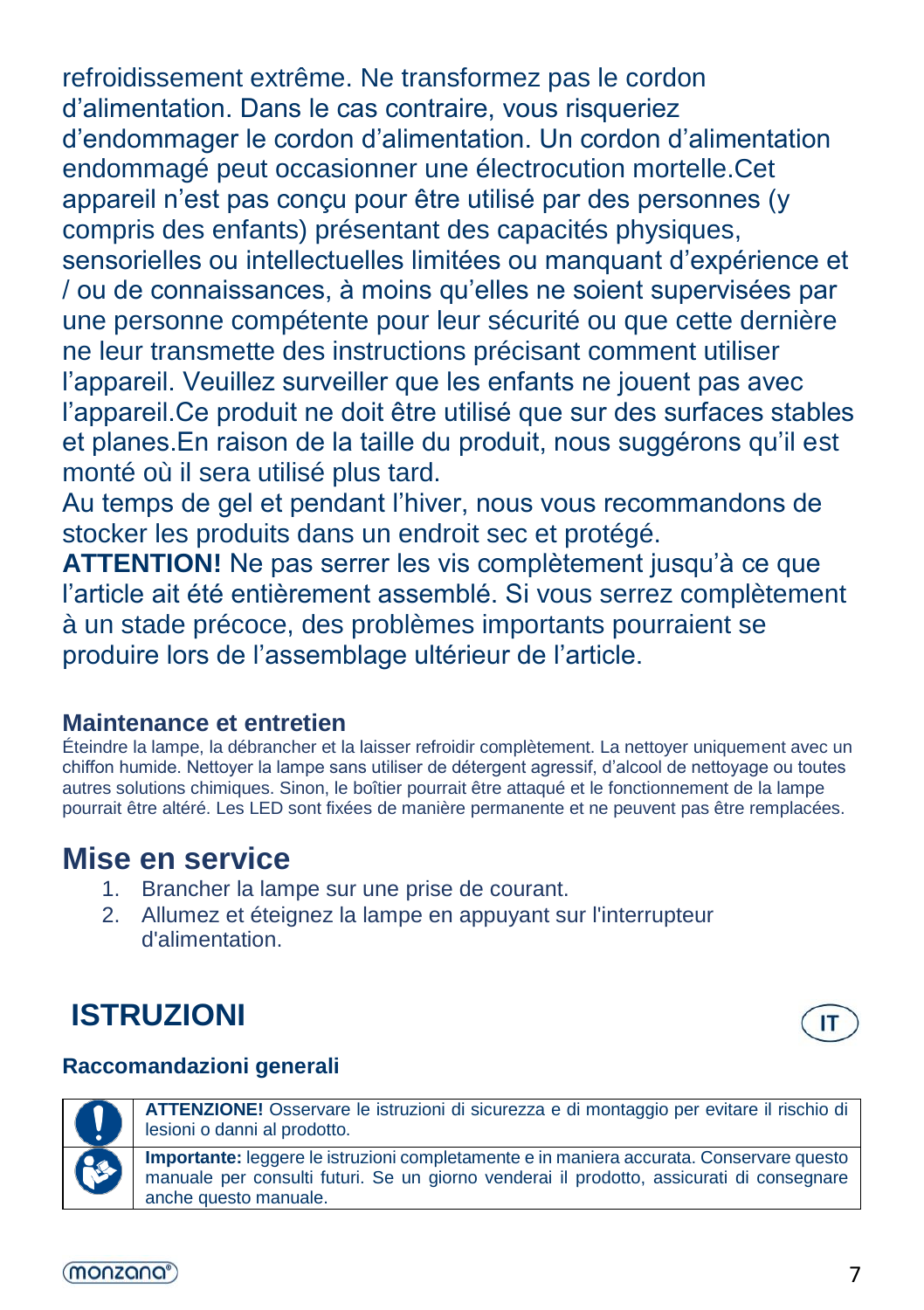refroidissement extrême. Ne transformez pas le cordon d'alimentation. Dans le cas contraire, vous risqueriez d'endommager le cordon d'alimentation. Un cordon d'alimentation endommagé peut occasionner une électrocution mortelle.Cet appareil n'est pas conçu pour être utilisé par des personnes (y compris des enfants) présentant des capacités physiques, sensorielles ou intellectuelles limitées ou manquant d'expérience et / ou de connaissances, à moins qu'elles ne soient supervisées par une personne compétente pour leur sécurité ou que cette dernière ne leur transmette des instructions précisant comment utiliser l'appareil. Veuillez surveiller que les enfants ne jouent pas avec l'appareil.Ce produit ne doit être utilisé que sur des surfaces stables et planes.En raison de la taille du produit, nous suggérons qu'il est monté où il sera utilisé plus tard.

Au temps de gel et pendant l'hiver, nous vous recommandons de stocker les produits dans un endroit sec et protégé.

**ATTENTION!** Ne pas serrer les vis complètement jusqu'à ce que l'article ait été entièrement assemblé. Si vous serrez complètement à un stade précoce, des problèmes importants pourraient se produire lors de l'assemblage ultérieur de l'article.

### Maintenance et entretien

Éteindre la lampe, la débrancher et la laisser refroidir complètement. La nettoyer uniquement avec un chiffon humide. Nettoyer la lampe sans utiliser de détergent agressif, d'alcool de nettoyage ou toutes autres solutions chimiques. Sinon, le boîtier pourrait être attaqué et le fonctionnement de la lampe pourrait être altéré. Les LED sont fixées de manière permanente et ne peuvent pas être remplacées.

## Mise en service

1. Brancher la lampe sur une prise de courant.
2. Allumez et éteignez la lampe en appuyant sur l'interrupteur d'alimentation.

# ISTRUZIONI

IT

### Raccomandazioni generali

| | |
|---|---|
| ! | **ATTENZIONE!** Osservare le istruzioni di sicurezza e di montaggio per evitare il rischio di lesioni o danni al prodotto. |
| | **Importante:** leggere le istruzioni completamente e in maniera accurata. Conservare questo manuale per consulti futuri. Se un giorno venderai il prodotto, assicurati di consegnare anche questo manuale. |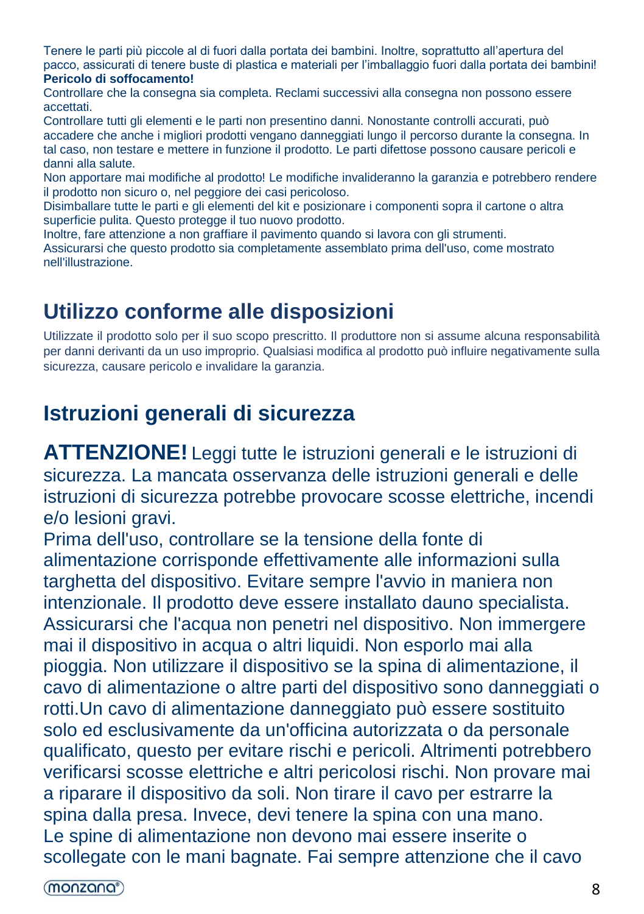Tenere le parti più piccole al di fuori dalla portata dei bambini. Inoltre, soprattutto all'apertura del pacco, assicurati di tenere buste di plastica e materiali per l'imballaggio fuori dalla portata dei bambini! **Pericolo di soffocamento!**
Controllare che la consegna sia completa. Reclami successivi alla consegna non possono essere accettati.
Controllare tutti gli elementi e le parti non presentino danni. Nonostante controlli accurati, può accadere che anche i migliori prodotti vengano danneggiati lungo il percorso durante la consegna. In tal caso, non testare e mettere in funzione il prodotto. Le parti difettose possono causare pericoli e danni alla salute.
Non apportare mai modifiche al prodotto! Le modifiche invalideranno la garanzia e potrebbero rendere il prodotto non sicuro o, nel peggiore dei casi pericoloso.
Disimballare tutte le parti e gli elementi del kit e posizionare i componenti sopra il cartone o altra superficie pulita. Questo protegge il tuo nuovo prodotto.
Inoltre, fare attenzione a non graffiare il pavimento quando si lavora con gli strumenti.
Assicurarsi che questo prodotto sia completamente assemblato prima dell'uso, come mostrato nell'illustrazione.

## Utilizzo conforme alle disposizioni

Utilizzate il prodotto solo per il suo scopo prescritto. Il produttore non si assume alcuna responsabilità per danni derivanti da un uso improprio. Qualsiasi modifica al prodotto può influire negativamente sulla sicurezza, causare pericolo e invalidare la garanzia.

## Istruzioni generali di sicurezza

**ATTENZIONE!** Leggi tutte le istruzioni generali e le istruzioni di sicurezza. La mancata osservanza delle istruzioni generali e delle istruzioni di sicurezza potrebbe provocare scosse elettriche, incendi e/o lesioni gravi.
Prima dell'uso, controllare se la tensione della fonte di alimentazione corrisponde effettivamente alle informazioni sulla targhetta del dispositivo. Evitare sempre l'avvio in maniera non intenzionale. Il prodotto deve essere installato dauno specialista. Assicurarsi che l'acqua non penetri nel dispositivo. Non immergere mai il dispositivo in acqua o altri liquidi. Non esporlo mai alla pioggia. Non utilizzare il dispositivo se la spina di alimentazione, il cavo di alimentazione o altre parti del dispositivo sono danneggiati o rotti.Un cavo di alimentazione danneggiato può essere sostituito solo ed esclusivamente da un'officina autorizzata o da personale qualificato, questo per evitare rischi e pericoli. Altrimenti potrebbero verificarsi scosse elettriche e altri pericolosi rischi. Non provare mai a riparare il dispositivo da soli. Non tirare il cavo per estrarre la spina dalla presa. Invece, devi tenere la spina con una mano.
Le spine di alimentazione non devono mai essere inserite o scollegate con le mani bagnate. Fai sempre attenzione che il cavo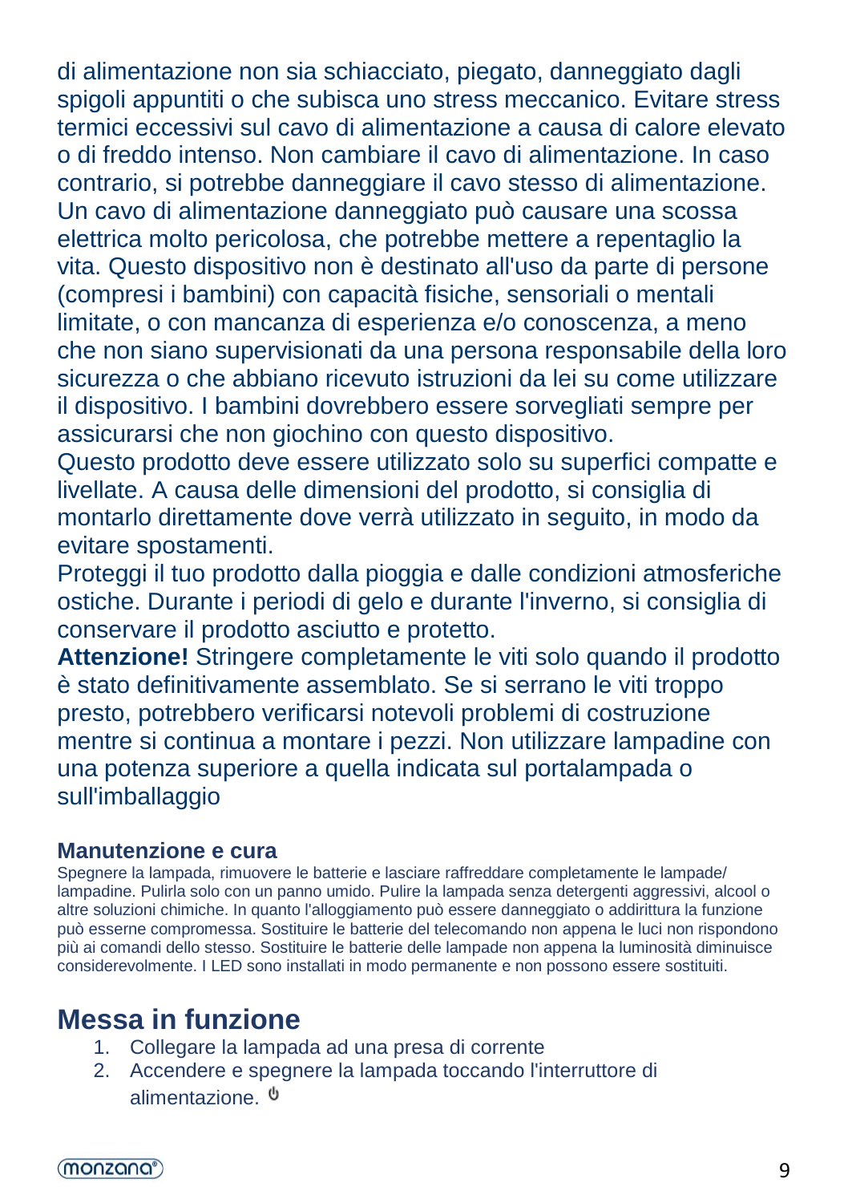di alimentazione non sia schiacciato, piegato, danneggiato dagli spigoli appuntiti o che subisca uno stress meccanico. Evitare stress termici eccessivi sul cavo di alimentazione a causa di calore elevato o di freddo intenso. Non cambiare il cavo di alimentazione. In caso contrario, si potrebbe danneggiare il cavo stesso di alimentazione. Un cavo di alimentazione danneggiato può causare una scossa elettrica molto pericolosa, che potrebbe mettere a repentaglio la vita. Questo dispositivo non è destinato all'uso da parte di persone (compresi i bambini) con capacità fisiche, sensoriali o mentali limitate, o con mancanza di esperienza e/o conoscenza, a meno che non siano supervisionati da una persona responsabile della loro sicurezza o che abbiano ricevuto istruzioni da lei su come utilizzare il dispositivo. I bambini dovrebbero essere sorvegliati sempre per assicurarsi che non giochino con questo dispositivo.

Questo prodotto deve essere utilizzato solo su superfici compatte e livellate. A causa delle dimensioni del prodotto, si consiglia di montarlo direttamente dove verrà utilizzato in seguito, in modo da evitare spostamenti.

Proteggi il tuo prodotto dalla pioggia e dalle condizioni atmosferiche ostiche. Durante i periodi di gelo e durante l'inverno, si consiglia di conservare il prodotto asciutto e protetto.

**Attenzione!** Stringere completamente le viti solo quando il prodotto è stato definitivamente assemblato. Se si serrano le viti troppo presto, potrebbero verificarsi notevoli problemi di costruzione mentre si continua a montare i pezzi. Non utilizzare lampadine con una potenza superiore a quella indicata sul portalampada o sull'imballaggio

### Manutenzione e cura

Spegnere la lampada, rimuovere le batterie e lasciare raffreddare completamente le lampade/ lampadine. Pulirla solo con un panno umido. Pulire la lampada senza detergenti aggressivi, alcool o altre soluzioni chimiche. In quanto l'alloggiamento può essere danneggiato o addirittura la funzione può esserne compromessa. Sostituire le batterie del telecomando non appena le luci non rispondono più ai comandi dello stesso. Sostituire le batterie delle lampade non appena la luminosità diminuisce considerevolmente. I LED sono installati in modo permanente e non possono essere sostituiti.

## Messa in funzione

1. Collegare la lampada ad una presa di corrente
2. Accendere e spegnere la lampada toccando l'interruttore di alimentazione. ⏻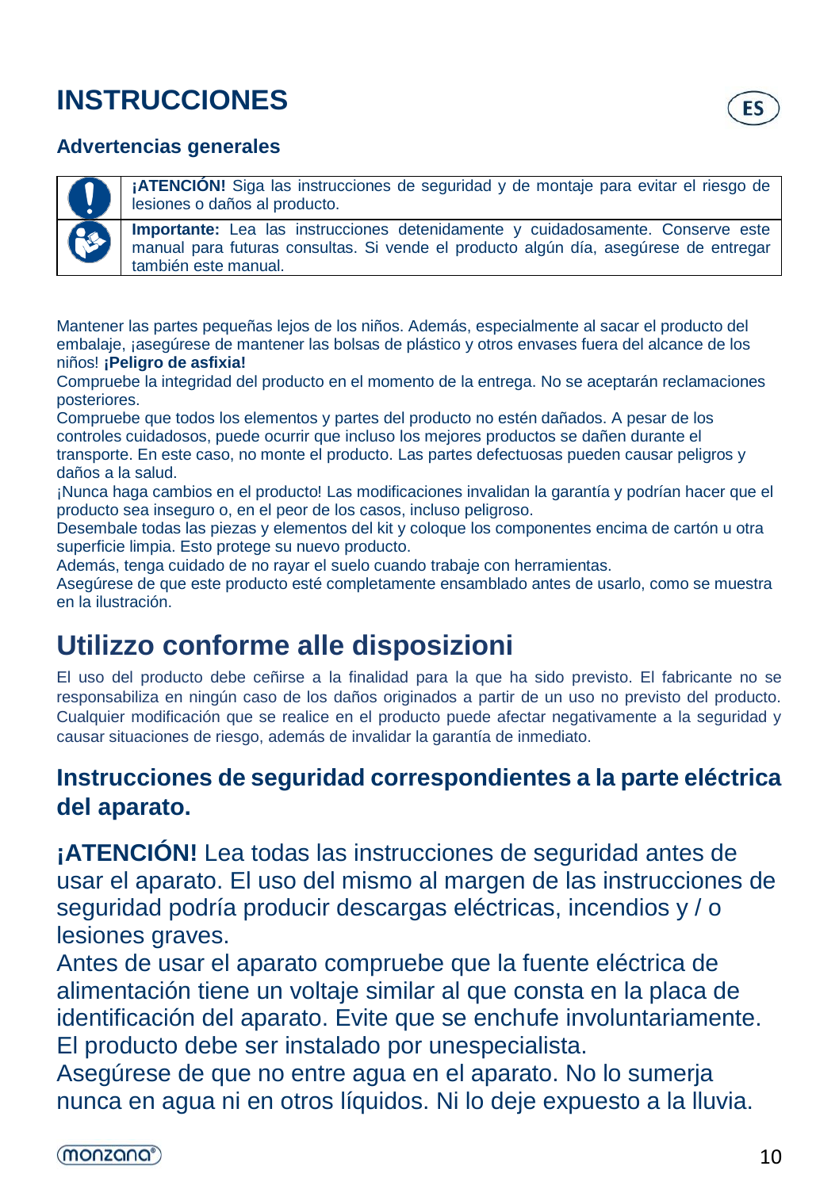# INSTRUCCIONES

ES

## Advertencias generales

| | |
|---|---|
| | **¡ATENCIÓN!** Siga las instrucciones de seguridad y de montaje para evitar el riesgo de lesiones o daños al producto. |
| | **Importante:** Lea las instrucciones detenidamente y cuidadosamente. Conserve este manual para futuras consultas. Si vende el producto algún día, asegúrese de entregar también este manual. |

Mantener las partes pequeñas lejos de los niños. Además, especialmente al sacar el producto del embalaje, ¡asegúrese de mantener las bolsas de plástico y otros envases fuera del alcance de los niños! **¡Peligro de asfixia!**
Compruebe la integridad del producto en el momento de la entrega. No se aceptarán reclamaciones posteriores.
Compruebe que todos los elementos y partes del producto no estén dañados. A pesar de los controles cuidadosos, puede ocurrir que incluso los mejores productos se dañen durante el transporte. En este caso, no monte el producto. Las partes defectuosas pueden causar peligros y daños a la salud.
¡Nunca haga cambios en el producto! Las modificaciones invalidan la garantía y podrían hacer que el producto sea inseguro o, en el peor de los casos, incluso peligroso.
Desembale todas las piezas y elementos del kit y coloque los componentes encima de cartón u otra superficie limpia. Esto protege su nuevo producto.
Además, tenga cuidado de no rayar el suelo cuando trabaje con herramientas.
Asegúrese de que este producto esté completamente ensamblado antes de usarlo, como se muestra en la ilustración.

# Utilizzo conforme alle disposizioni

El uso del producto debe ceñirse a la finalidad para la que ha sido previsto. El fabricante no se responsabiliza en ningún caso de los daños originados a partir de un uso no previsto del producto. Cualquier modificación que se realice en el producto puede afectar negativamente a la seguridad y causar situaciones de riesgo, además de invalidar la garantía de inmediato.

## Instrucciones de seguridad correspondientes a la parte eléctrica del aparato.

**¡ATENCIÓN!** Lea todas las instrucciones de seguridad antes de usar el aparato. El uso del mismo al margen de las instrucciones de seguridad podría producir descargas eléctricas, incendios y / o lesiones graves.
Antes de usar el aparato compruebe que la fuente eléctrica de alimentación tiene un voltaje similar al que consta en la placa de identificación del aparato. Evite que se enchufe involuntariamente.
El producto debe ser instalado por unespecialista.
Asegúrese de que no entre agua en el aparato. No lo sumerja nunca en agua ni en otros líquidos. Ni lo deje expuesto a la lluvia.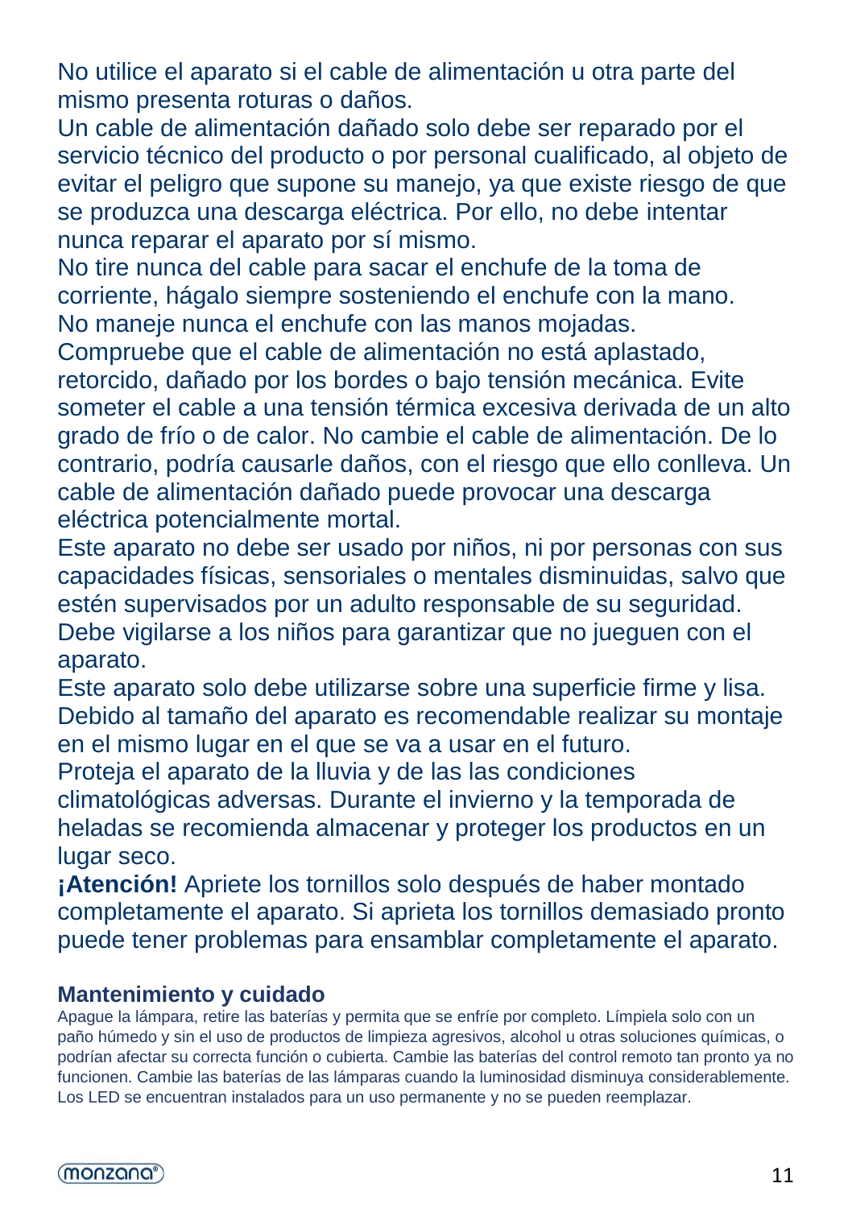No utilice el aparato si el cable de alimentación u otra parte del mismo presenta roturas o daños.
Un cable de alimentación dañado solo debe ser reparado por el servicio técnico del producto o por personal cualificado, al objeto de evitar el peligro que supone su manejo, ya que existe riesgo de que se produzca una descarga eléctrica. Por ello, no debe intentar nunca reparar el aparato por sí mismo.
No tire nunca del cable para sacar el enchufe de la toma de corriente, hágalo siempre sosteniendo el enchufe con la mano.
No maneje nunca el enchufe con las manos mojadas.
Compruebe que el cable de alimentación no está aplastado, retorcido, dañado por los bordes o bajo tensión mecánica. Evite someter el cable a una tensión térmica excesiva derivada de un alto grado de frío o de calor. No cambie el cable de alimentación. De lo contrario, podría causarle daños, con el riesgo que ello conlleva. Un cable de alimentación dañado puede provocar una descarga eléctrica potencialmente mortal.
Este aparato no debe ser usado por niños, ni por personas con sus capacidades físicas, sensoriales o mentales disminuidas, salvo que estén supervisados por un adulto responsable de su seguridad.
Debe vigilarse a los niños para garantizar que no jueguen con el aparato.
Este aparato solo debe utilizarse sobre una superficie firme y lisa.
Debido al tamaño del aparato es recomendable realizar su montaje en el mismo lugar en el que se va a usar en el futuro.
Proteja el aparato de la lluvia y de las las condiciones climatológicas adversas. Durante el invierno y la temporada de heladas se recomienda almacenar y proteger los productos en un lugar seco.
**¡Atención!** Apriete los tornillos solo después de haber montado completamente el aparato. Si aprieta los tornillos demasiado pronto puede tener problemas para ensamblar completamente el aparato.

## Mantenimiento y cuidado

Apague la lámpara, retire las baterías y permita que se enfríe por completo. Límpiela solo con un paño húmedo y sin el uso de productos de limpieza agresivos, alcohol u otras soluciones químicas, o podrían afectar su correcta función o cubierta. Cambie las baterías del control remoto tan pronto ya no funcionen. Cambie las baterías de las lámparas cuando la luminosidad disminuya considerablemente. Los LED se encuentran instalados para un uso permanente y no se pueden reemplazar.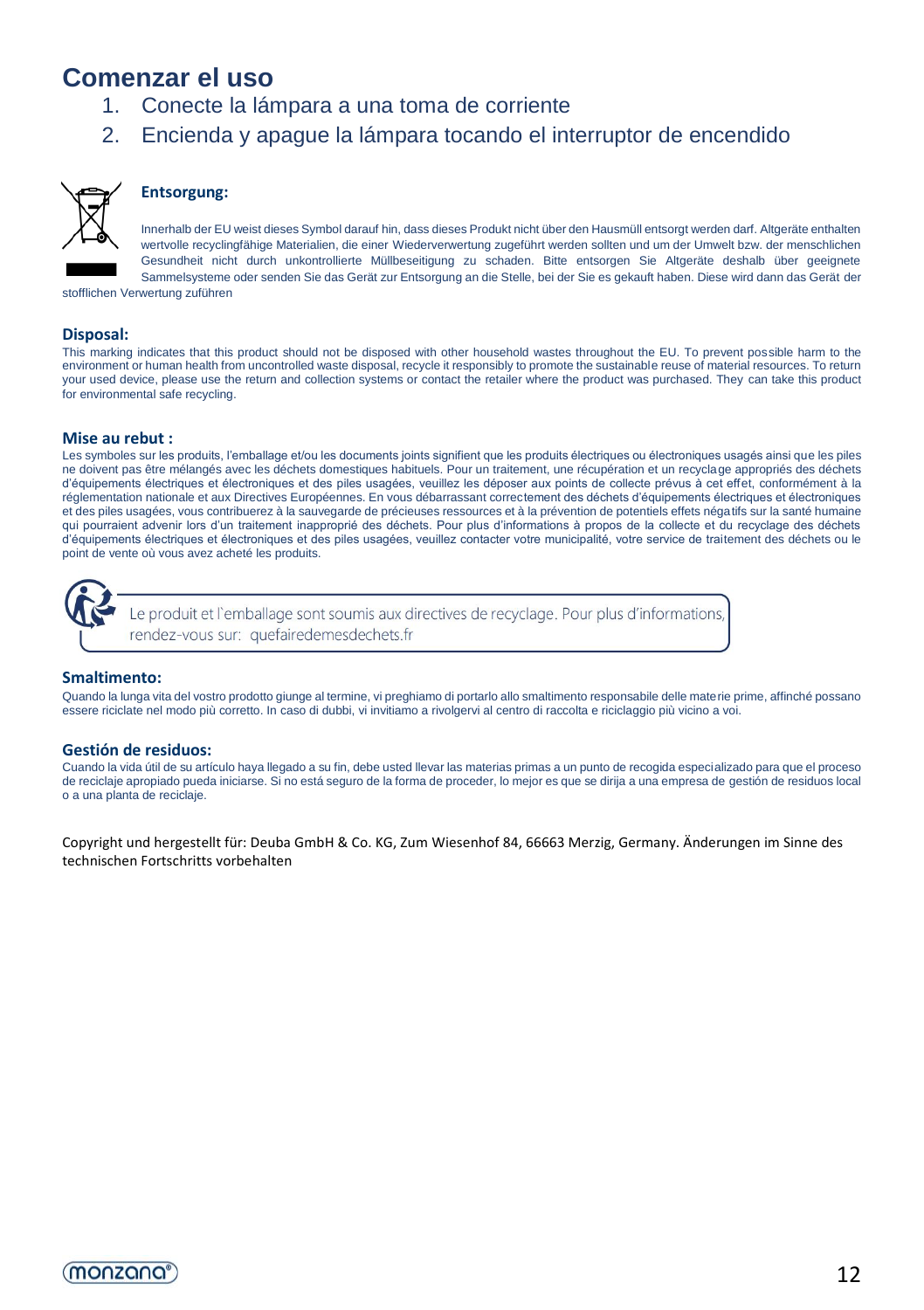# Comenzar el uso

1. Conecte la lámpara a una toma de corriente
2. Encienda y apague la lámpara tocando el interruptor de encendido

## Entsorgung:

Innerhalb der EU weist dieses Symbol darauf hin, dass dieses Produkt nicht über den Hausmüll entsorgt werden darf. Altgeräte enthalten wertvolle recyclingfähige Materialien, die einer Wiederverwertung zugeführt werden sollten und um der Umwelt bzw. der menschlichen Gesundheit nicht durch unkontrollierte Müllbeseitigung zu schaden. Bitte entsorgen Sie Altgeräte deshalb über geeignete Sammelsysteme oder senden Sie das Gerät zur Entsorgung an die Stelle, bei der Sie es gekauft haben. Diese wird dann das Gerät der stofflichen Verwertung zuführen

## Disposal:

This marking indicates that this product should not be disposed with other household wastes throughout the EU. To prevent possible harm to the environment or human health from uncontrolled waste disposal, recycle it responsibly to promote the sustainable reuse of material resources. To return your used device, please use the return and collection systems or contact the retailer where the product was purchased. They can take this product for environmental safe recycling.

## Mise au rebut :

Les symboles sur les produits, l'emballage et/ou les documents joints signifient que les produits électriques ou électroniques usagés ainsi que les piles ne doivent pas être mélangés avec les déchets domestiques habituels. Pour un traitement, une récupération et un recyclage appropriés des déchets d'équipements électriques et électroniques et des piles usagées, veuillez les déposer aux points de collecte prévus à cet effet, conformément à la réglementation nationale et aux Directives Européennes. En vous débarrassant correctement des déchets d'équipements électriques et électroniques et des piles usagées, vous contribuerez à la sauvegarde de précieuses ressources et à la prévention de potentiels effets négatifs sur la santé humaine qui pourraient advenir lors d'un traitement inapproprié des déchets. Pour plus d'informations à propos de la collecte et du recyclage des déchets d'équipements électriques et électroniques et des piles usagées, veuillez contacter votre municipalité, votre service de traitement des déchets ou le point de vente où vous avez acheté les produits.

Le produit et l`emballage sont soumis aux directives de recyclage. Pour plus d'informations, rendez-vous sur: quefairedemesdechets.fr

## Smaltimento:

Quando la lunga vita del vostro prodotto giunge al termine, vi preghiamo di portarlo allo smaltimento responsabile delle materie prime, affinché possano essere riciclate nel modo più corretto. In caso di dubbi, vi invitiamo a rivolgervi al centro di raccolta e riciclaggio più vicino a voi.

## Gestión de residuos:

Cuando la vida útil de su artículo haya llegado a su fin, debe usted llevar las materias primas a un punto de recogida especializado para que el proceso de reciclaje apropiado pueda iniciarse. Si no está seguro de la forma de proceder, lo mejor es que se dirija a una empresa de gestión de residuos local o a una planta de reciclaje.

Copyright und hergestellt für: Deuba GmbH & Co. KG, Zum Wiesenhof 84, 66663 Merzig, Germany. Änderungen im Sinne des technischen Fortschritts vorbehalten